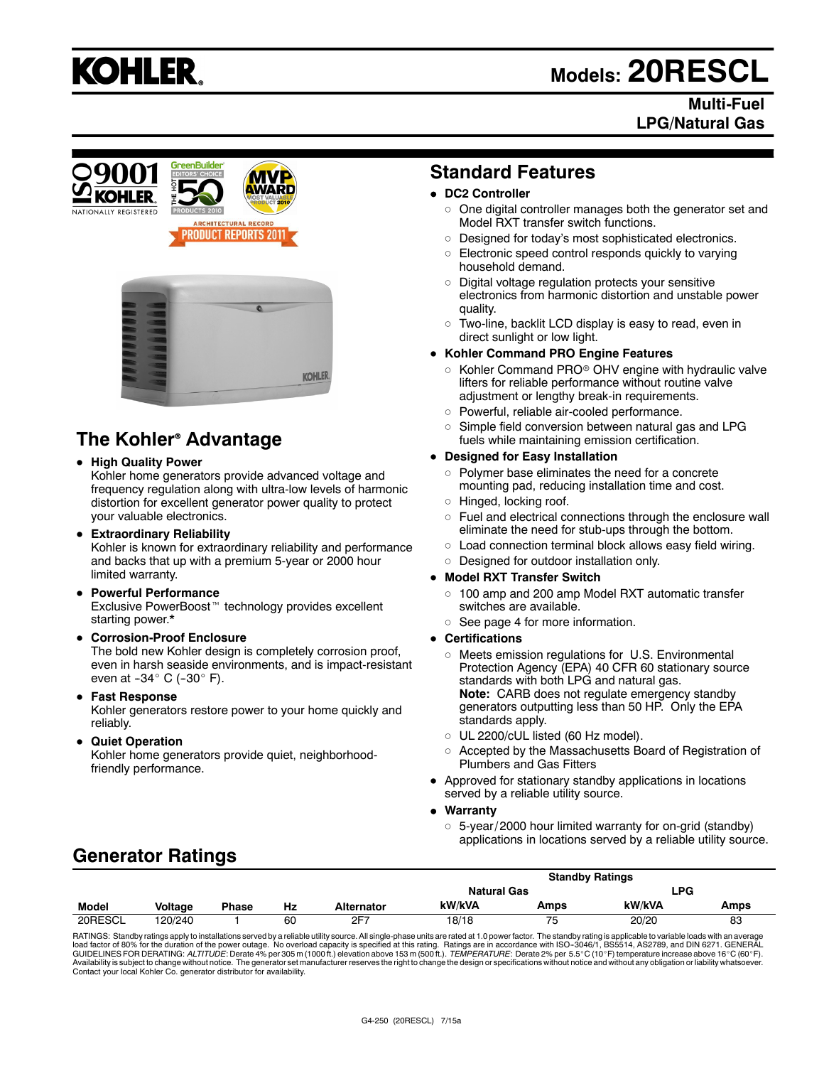# KOHLER

# Models: 20RESCL

**Multi-Fuel**
**LPG/Natural Gas**

## The Kohler® Advantage

- **High Quality Power**
  Kohler home generators provide advanced voltage and frequency regulation along with ultra-low levels of harmonic distortion for excellent generator power quality to protect your valuable electronics.
- **Extraordinary Reliability**
  Kohler is known for extraordinary reliability and performance and backs that up with a premium 5-year or 2000 hour limited warranty.
- **Powerful Performance**
  Exclusive PowerBoost™ technology provides excellent starting power.*
- **Corrosion-Proof Enclosure**
  The bold new Kohler design is completely corrosion proof, even in harsh seaside environments, and is impact-resistant even at -34° C (-30° F).
- **Fast Response**
  Kohler generators restore power to your home quickly and reliably.
- **Quiet Operation**
  Kohler home generators provide quiet, neighborhood-friendly performance.

## Standard Features

- **DC2 Controller**
  - One digital controller manages both the generator set and Model RXT transfer switch functions.
  - Designed for today's most sophisticated electronics.
  - Electronic speed control responds quickly to varying household demand.
  - Digital voltage regulation protects your sensitive electronics from harmonic distortion and unstable power quality.
  - Two-line, backlit LCD display is easy to read, even in direct sunlight or low light.
- **Kohler Command PRO Engine Features**
  - Kohler Command PRO® OHV engine with hydraulic valve lifters for reliable performance without routine valve adjustment or lengthy break-in requirements.
  - Powerful, reliable air-cooled performance.
  - Simple field conversion between natural gas and LPG fuels while maintaining emission certification.
- **Designed for Easy Installation**
  - Polymer base eliminates the need for a concrete mounting pad, reducing installation time and cost.
  - Hinged, locking roof.
  - Fuel and electrical connections through the enclosure wall eliminate the need for stub-ups through the bottom.
  - Load connection terminal block allows easy field wiring.
  - Designed for outdoor installation only.
- **Model RXT Transfer Switch**
  - 100 amp and 200 amp Model RXT automatic transfer switches are available.
  - See page 4 for more information.
- **Certifications**
  - Meets emission regulations for U.S. Environmental Protection Agency (EPA) 40 CFR 60 stationary source standards with both LPG and natural gas.
    **Note:** CARB does not regulate emergency standby generators outputting less than 50 HP. Only the EPA standards apply.
  - UL 2200/cUL listed (60 Hz model).
  - Accepted by the Massachusetts Board of Registration of Plumbers and Gas Fitters
- Approved for stationary standby applications in locations served by a reliable utility source.
- **Warranty**
  - 5-year/2000 hour limited warranty for on-grid (standby) applications in locations served by a reliable utility source.

## Generator Ratings

| | | | | | Standby Ratings | | | |
|---|---|---|---|---|---|---|---|---|
| | | | | | Natural Gas | | LPG | |
| Model | Voltage | Phase | Hz | Alternator | kW/kVA | Amps | kW/kVA | Amps |
| 20RESCL | 120/240 | 1 | 60 | 2F7 | 18/18 | 75 | 20/20 | 83 |

RATINGS: Standby ratings apply to installations served by a reliable utility source. All single-phase units are rated at 1.0 power factor. The standby rating is applicable to variable loads with an average load factor of 80% for the duration of the power outage. No overload capacity is specified at this rating. Ratings are in accordance with ISO-3046/1, BS5514, AS2789, and DIN 6271. GENERAL GUIDELINES FOR DERATING: *ALTITUDE*: Derate 4% per 305 m (1000 ft.) elevation above 153 m (500 ft.). *TEMPERATURE*: Derate 2% per 5.5°C (10°F) temperature increase above 16°C (60°F). Availability is subject to change without notice. The generator set manufacturer reserves the right to change the design or specifications without notice and without any obligation or liability whatsoever. Contact your local Kohler Co. generator distributor for availability.

G4-250 (20RESCL) 7/15a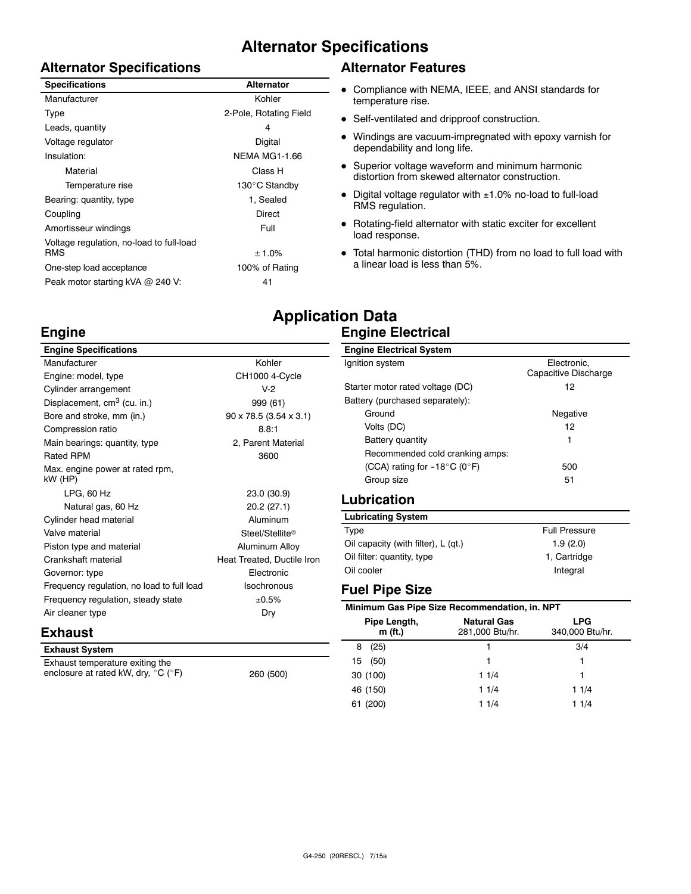# Alternator Specifications

## Alternator Specifications

| Specifications | Alternator |
|---|---|
| Manufacturer | Kohler |
| Type | 2-Pole, Rotating Field |
| Leads, quantity | 4 |
| Voltage regulator | Digital |
| Insulation: | NEMA MG1-1.66 |
| Material | Class H |
| Temperature rise | 130°C Standby |
| Bearing: quantity, type | 1, Sealed |
| Coupling | Direct |
| Amortisseur windings | Full |
| Voltage regulation, no-load to full-load RMS | ± 1.0% |
| One-step load acceptance | 100% of Rating |
| Peak motor starting kVA @ 240 V: | 41 |

## Alternator Features

- Compliance with NEMA, IEEE, and ANSI standards for temperature rise.
- Self-ventilated and dripproof construction.
- Windings are vacuum-impregnated with epoxy varnish for dependability and long life.
- Superior voltage waveform and minimum harmonic distortion from skewed alternator construction.
- Digital voltage regulator with ±1.0% no-load to full-load RMS regulation.
- Rotating-field alternator with static exciter for excellent load response.
- Total harmonic distortion (THD) from no load to full load with a linear load is less than 5%.

# Application Data

## Engine

| Engine Specifications | |
|---|---|
| Manufacturer | Kohler |
| Engine: model, type | CH1000 4-Cycle |
| Cylinder arrangement | V-2 |
| Displacement, $cm^3$ (cu. in.) | 999 (61) |
| Bore and stroke, mm (in.) | 90 x 78.5 (3.54 x 3.1) |
| Compression ratio | 8.8:1 |
| Main bearings: quantity, type | 2, Parent Material |
| Rated RPM | 3600 |
| Max. engine power at rated rpm, kW (HP) | |
| LPG, 60 Hz | 23.0 (30.9) |
| Natural gas, 60 Hz | 20.2 (27.1) |
| Cylinder head material | Aluminum |
| Valve material | Steel/Stellite® |
| Piston type and material | Aluminum Alloy |
| Crankshaft material | Heat Treated, Ductile Iron |
| Governor: type | Electronic |
| Frequency regulation, no load to full load | Isochronous |
| Frequency regulation, steady state | ±0.5% |
| Air cleaner type | Dry |

## Exhaust

| Exhaust System | |
|---|---|
| Exhaust temperature exiting the enclosure at rated kW, dry, °C (°F) | 260 (500) |

## Engine Electrical

| Engine Electrical System | |
|---|---|
| Ignition system | Electronic, Capacitive Discharge |
| Starter motor rated voltage (DC) | 12 |
| Battery (purchased separately): | |
| Ground | Negative |
| Volts (DC) | 12 |
| Battery quantity | 1 |
| Recommended cold cranking amps: | |
| (CCA) rating for -18°C (0°F) | 500 |
| Group size | 51 |

## Lubrication

| Lubricating System | |
|---|---|
| Type | Full Pressure |
| Oil capacity (with filter), L (qt.) | 1.9 (2.0) |
| Oil filter: quantity, type | 1, Cartridge |
| Oil cooler | Integral |

## Fuel Pipe Size

| Minimum Gas Pipe Size Recommendation, in. NPT | | |
|---|---|---|
| Pipe Length, m (ft.) | Natural Gas 281,000 Btu/hr. | LPG 340,000 Btu/hr. |
| 8 (25) | 1 | 3/4 |
| 15 (50) | 1 | 1 |
| 30 (100) | 1 1/4 | 1 |
| 46 (150) | 1 1/4 | 1 1/4 |
| 61 (200) | 1 1/4 | 1 1/4 |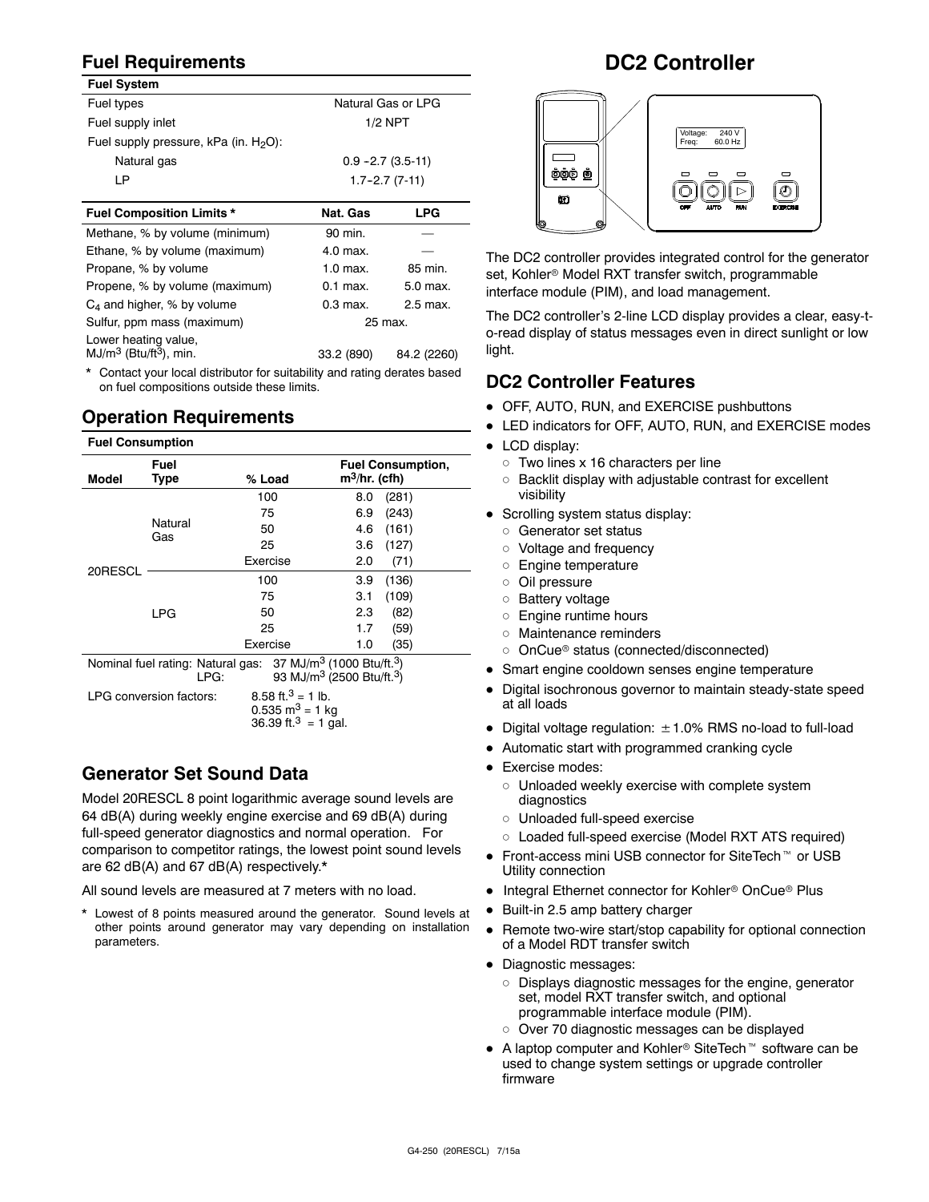## Fuel Requirements

| Fuel System | |
|---|---|
| Fuel types | Natural Gas or LPG |
| Fuel supply inlet | 1/2 NPT |
| Fuel supply pressure, kPa (in. $H_2O$): | |
| Natural gas | 0.9 -2.7 (3.5-11) |
| LP | 1.7-2.7 (7-11) |

| Fuel Composition Limits * | Nat. Gas | LPG |
|---|---|---|
| Methane, % by volume (minimum) | 90 min. | — |
| Ethane, % by volume (maximum) | 4.0 max. | — |
| Propane, % by volume | 1.0 max. | 85 min. |
| Propene, % by volume (maximum) | 0.1 max. | 5.0 max. |
| $C_4$ and higher, % by volume | 0.3 max. | 2.5 max. |
| Sulfur, ppm mass (maximum) | 25 max. | |
| Lower heating value, $MJ/m^3$ ($Btu/ft^3$), min. | 33.2 (890) | 84.2 (2260) |

* Contact your local distributor for suitability and rating derates based on fuel compositions outside these limits.

## Operation Requirements

**Fuel Consumption**

| Model | Fuel Type | % Load | Fuel Consumption, $m^3$/hr. (cfh) |
|---|---|---|---|
| 20RESCL | Natural Gas | 100 | 8.0 (281) |
| | | 75 | 6.9 (243) |
| | | 50 | 4.6 (161) |
| | | 25 | 3.6 (127) |
| | | Exercise | 2.0 (71) |
| | LPG | 100 | 3.9 (136) |
| | | 75 | 3.1 (109) |
| | | 50 | 2.3 (82) |
| | | 25 | 1.7 (59) |
| | | Exercise | 1.0 (35) |

Nominal fuel rating: Natural gas: 37 $MJ/m^3$ (1000 $Btu/ft.^3$)
LPG: 93 $MJ/m^3$ (2500 $Btu/ft.^3$)

LPG conversion factors: 8.58 $ft.^3$ = 1 lb.
0.535 $m^3$ = 1 kg
36.39 $ft.^3$ = 1 gal.

## Generator Set Sound Data

Model 20RESCL 8 point logarithmic average sound levels are 64 dB(A) during weekly engine exercise and 69 dB(A) during full-speed generator diagnostics and normal operation. For comparison to competitor ratings, the lowest point sound levels are 62 dB(A) and 67 dB(A) respectively.*

All sound levels are measured at 7 meters with no load.

* Lowest of 8 points measured around the generator. Sound levels at other points around generator may vary depending on installation parameters.

# DC2 Controller

The DC2 controller provides integrated control for the generator set, Kohler® Model RXT transfer switch, programmable interface module (PIM), and load management.

The DC2 controller's 2-line LCD display provides a clear, easy-to-read display of status messages even in direct sunlight or low light.

## DC2 Controller Features

- OFF, AUTO, RUN, and EXERCISE pushbuttons
- LED indicators for OFF, AUTO, RUN, and EXERCISE modes
- LCD display:
  - Two lines x 16 characters per line
  - Backlit display with adjustable contrast for excellent visibility
- Scrolling system status display:
  - Generator set status
  - Voltage and frequency
  - Engine temperature
  - Oil pressure
  - Battery voltage
  - Engine runtime hours
  - Maintenance reminders
  - OnCue® status (connected/disconnected)
- Smart engine cooldown senses engine temperature
- Digital isochronous governor to maintain steady-state speed at all loads
- Digital voltage regulation: ±1.0% RMS no-load to full-load
- Automatic start with programmed cranking cycle
- Exercise modes:
  - Unloaded weekly exercise with complete system diagnostics
  - Unloaded full-speed exercise
  - Loaded full-speed exercise (Model RXT ATS required)
- Front-access mini USB connector for SiteTech™ or USB Utility connection
- Integral Ethernet connector for Kohler® OnCue® Plus
- Built-in 2.5 amp battery charger
- Remote two-wire start/stop capability for optional connection of a Model RDT transfer switch
- Diagnostic messages:
  - Displays diagnostic messages for the engine, generator set, model RXT transfer switch, and optional programmable interface module (PIM).
  - Over 70 diagnostic messages can be displayed
- A laptop computer and Kohler® SiteTech™ software can be used to change system settings or upgrade controller firmware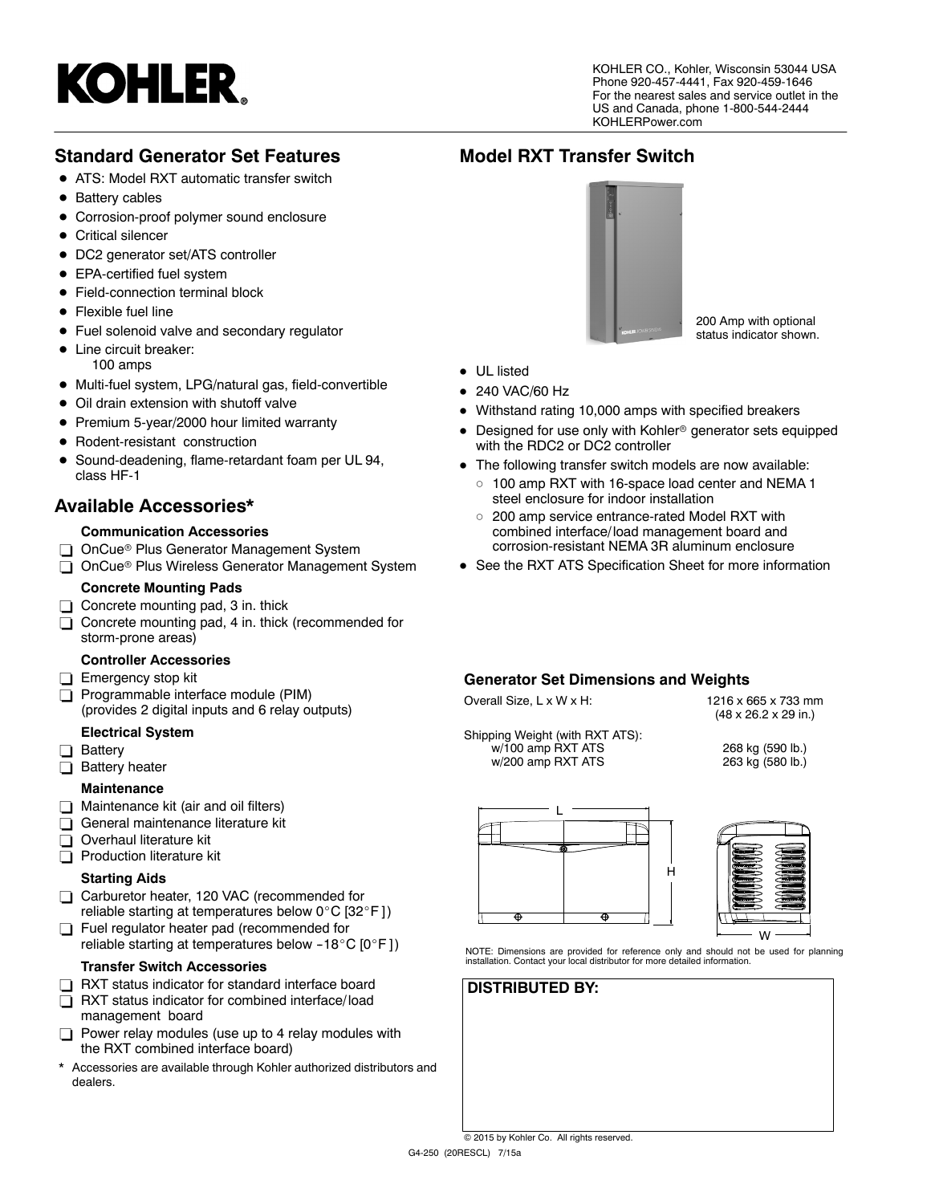KOHLER.

KOHLER CO., Kohler, Wisconsin 53044 USA
Phone 920-457-4441, Fax 920-459-1646
For the nearest sales and service outlet in the US and Canada, phone 1-800-544-2444
KOHLERPower.com

## Standard Generator Set Features

- ATS: Model RXT automatic transfer switch
- Battery cables
- Corrosion-proof polymer sound enclosure
- Critical silencer
- DC2 generator set/ATS controller
- EPA-certified fuel system
- Field-connection terminal block
- Flexible fuel line
- Fuel solenoid valve and secondary regulator
- Line circuit breaker:
  100 amps
- Multi-fuel system, LPG/natural gas, field-convertible
- Oil drain extension with shutoff valve
- Premium 5-year/2000 hour limited warranty
- Rodent-resistant construction
- Sound-deadening, flame-retardant foam per UL 94, class HF-1

## Available Accessories*

### Communication Accessories

- ❑ OnCue® Plus Generator Management System
- ❑ OnCue® Plus Wireless Generator Management System

### Concrete Mounting Pads

- ❑ Concrete mounting pad, 3 in. thick
- ❑ Concrete mounting pad, 4 in. thick (recommended for storm-prone areas)

### Controller Accessories

- ❑ Emergency stop kit
- ❑ Programmable interface module (PIM) (provides 2 digital inputs and 6 relay outputs)

### Electrical System

- ❑ Battery
- ❑ Battery heater

### Maintenance

- ❑ Maintenance kit (air and oil filters)
- ❑ General maintenance literature kit
- ❑ Overhaul literature kit
- ❑ Production literature kit

### Starting Aids

- ❑ Carburetor heater, 120 VAC (recommended for reliable starting at temperatures below 0°C [32°F])
- ❑ Fuel regulator heater pad (recommended for reliable starting at temperatures below -18°C [0°F])

### Transfer Switch Accessories

- ❑ RXT status indicator for standard interface board
- ❑ RXT status indicator for combined interface/load management board
- ❑ Power relay modules (use up to 4 relay modules with the RXT combined interface board)

\* Accessories are available through Kohler authorized distributors and dealers.

## Model RXT Transfer Switch

200 Amp with optional status indicator shown.

- UL listed
- 240 VAC/60 Hz
- Withstand rating 10,000 amps with specified breakers
- Designed for use only with Kohler® generator sets equipped with the RDC2 or DC2 controller
- The following transfer switch models are now available:
  - 100 amp RXT with 16-space load center and NEMA 1 steel enclosure for indoor installation
  - 200 amp service entrance-rated Model RXT with combined interface/load management board and corrosion-resistant NEMA 3R aluminum enclosure
- See the RXT ATS Specification Sheet for more information

### Generator Set Dimensions and Weights

| | |
|---|---|
| Overall Size, L x W x H: | 1216 x 665 x 733 mm (48 x 26.2 x 29 in.) |
| Shipping Weight (with RXT ATS): | |
| w/100 amp RXT ATS | 268 kg (590 lb.) |
| w/200 amp RXT ATS | 263 kg (580 lb.) |

L

H

W

NOTE: Dimensions are provided for reference only and should not be used for planning installation. Contact your local distributor for more detailed information.

**DISTRIBUTED BY:**

© 2015 by Kohler Co. All rights reserved.

G4-250 (20RESCL) 7/15a